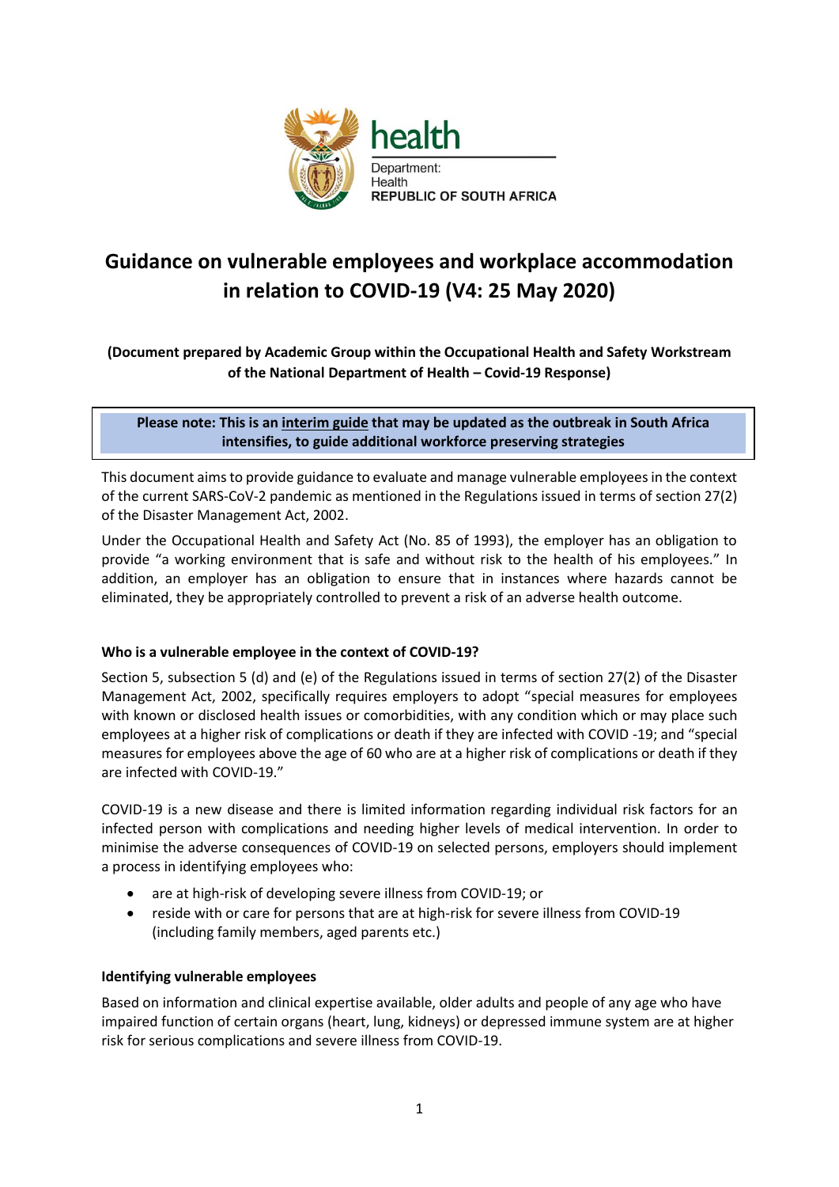health

Department:
Health
REPUBLIC OF SOUTH AFRICA

# Guidance on vulnerable employees and workplace accommodation in relation to COVID-19 (V4: 25 May 2020)

**(Document prepared by Academic Group within the Occupational Health and Safety Workstream of the National Department of Health – Covid-19 Response)**

**Please note: This is an interim guide that may be updated as the outbreak in South Africa intensifies, to guide additional workforce preserving strategies**

This document aims to provide guidance to evaluate and manage vulnerable employees in the context of the current SARS-CoV-2 pandemic as mentioned in the Regulations issued in terms of section 27(2) of the Disaster Management Act, 2002.

Under the Occupational Health and Safety Act (No. 85 of 1993), the employer has an obligation to provide "a working environment that is safe and without risk to the health of his employees." In addition, an employer has an obligation to ensure that in instances where hazards cannot be eliminated, they be appropriately controlled to prevent a risk of an adverse health outcome.

**Who is a vulnerable employee in the context of COVID-19?**

Section 5, subsection 5 (d) and (e) of the Regulations issued in terms of section 27(2) of the Disaster Management Act, 2002, specifically requires employers to adopt "special measures for employees with known or disclosed health issues or comorbidities, with any condition which or may place such employees at a higher risk of complications or death if they are infected with COVID -19; and "special measures for employees above the age of 60 who are at a higher risk of complications or death if they are infected with COVID-19."

COVID-19 is a new disease and there is limited information regarding individual risk factors for an infected person with complications and needing higher levels of medical intervention. In order to minimise the adverse consequences of COVID-19 on selected persons, employers should implement a process in identifying employees who:

- are at high-risk of developing severe illness from COVID-19; or
- reside with or care for persons that are at high-risk for severe illness from COVID-19 (including family members, aged parents etc.)

**Identifying vulnerable employees**

Based on information and clinical expertise available, older adults and people of any age who have impaired function of certain organs (heart, lung, kidneys) or depressed immune system are at higher risk for serious complications and severe illness from COVID-19.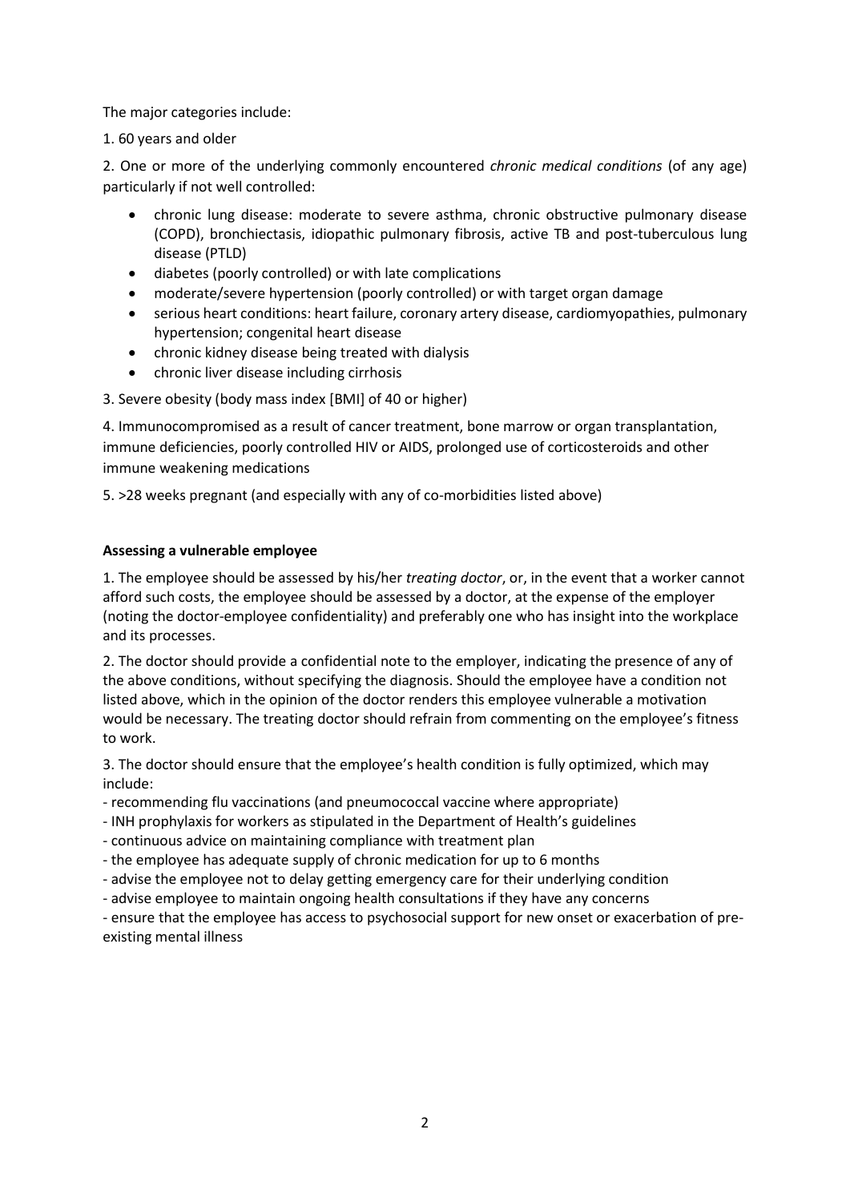The major categories include:

1. 60 years and older

2. One or more of the underlying commonly encountered *chronic medical conditions* (of any age) particularly if not well controlled:

- chronic lung disease: moderate to severe asthma, chronic obstructive pulmonary disease (COPD), bronchiectasis, idiopathic pulmonary fibrosis, active TB and post-tuberculous lung disease (PTLD)
- diabetes (poorly controlled) or with late complications
- moderate/severe hypertension (poorly controlled) or with target organ damage
- serious heart conditions: heart failure, coronary artery disease, cardiomyopathies, pulmonary hypertension; congenital heart disease
- chronic kidney disease being treated with dialysis
- chronic liver disease including cirrhosis

3. Severe obesity (body mass index [BMI] of 40 or higher)

4. Immunocompromised as a result of cancer treatment, bone marrow or organ transplantation, immune deficiencies, poorly controlled HIV or AIDS, prolonged use of corticosteroids and other immune weakening medications

5. >28 weeks pregnant (and especially with any of co-morbidities listed above)

**Assessing a vulnerable employee**

1. The employee should be assessed by his/her *treating doctor*, or, in the event that a worker cannot afford such costs, the employee should be assessed by a doctor, at the expense of the employer (noting the doctor-employee confidentiality) and preferably one who has insight into the workplace and its processes.

2. The doctor should provide a confidential note to the employer, indicating the presence of any of the above conditions, without specifying the diagnosis. Should the employee have a condition not listed above, which in the opinion of the doctor renders this employee vulnerable a motivation would be necessary. The treating doctor should refrain from commenting on the employee's fitness to work.

3. The doctor should ensure that the employee's health condition is fully optimized, which may include:

- recommending flu vaccinations (and pneumococcal vaccine where appropriate)
- INH prophylaxis for workers as stipulated in the Department of Health's guidelines
- continuous advice on maintaining compliance with treatment plan
- the employee has adequate supply of chronic medication for up to 6 months
- advise the employee not to delay getting emergency care for their underlying condition
- advise employee to maintain ongoing health consultations if they have any concerns
- ensure that the employee has access to psychosocial support for new onset or exacerbation of pre-existing mental illness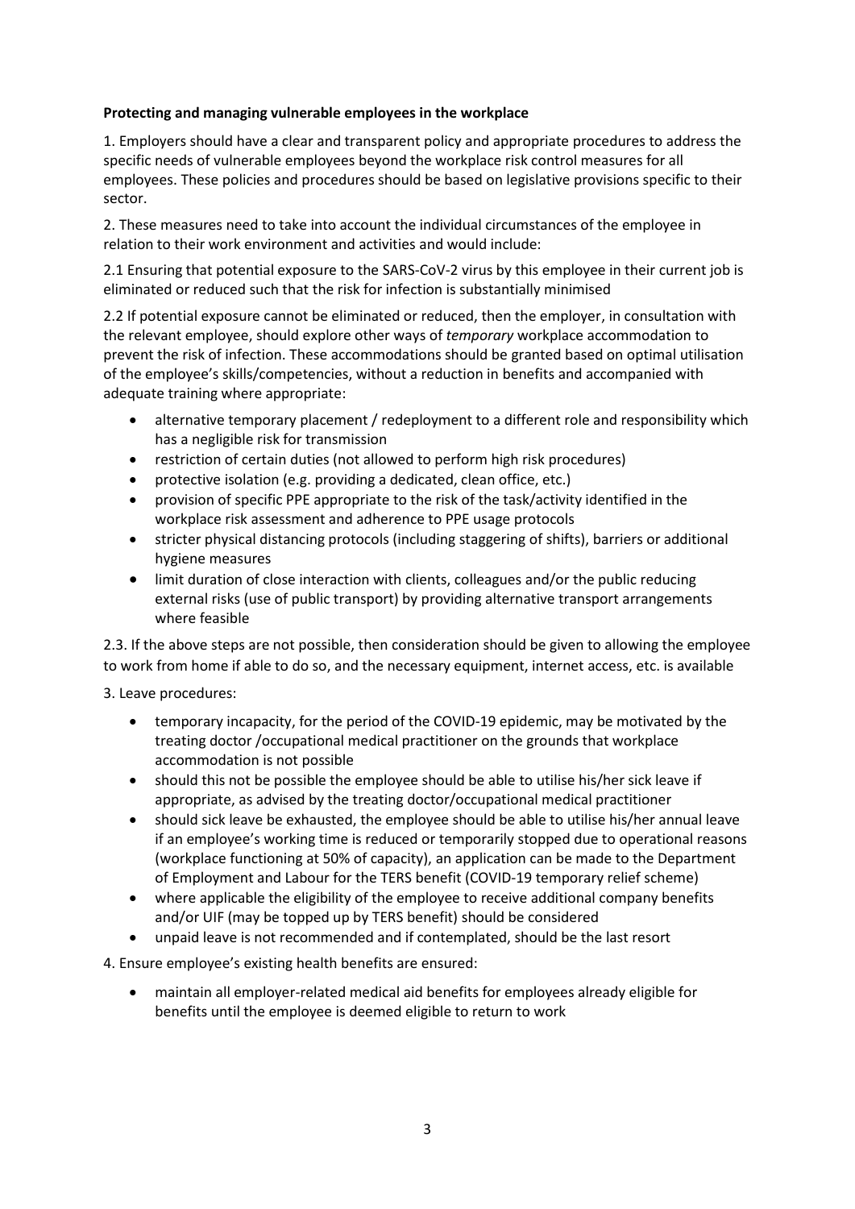**Protecting and managing vulnerable employees in the workplace**

1. Employers should have a clear and transparent policy and appropriate procedures to address the specific needs of vulnerable employees beyond the workplace risk control measures for all employees. These policies and procedures should be based on legislative provisions specific to their sector.

2. These measures need to take into account the individual circumstances of the employee in relation to their work environment and activities and would include:

2.1 Ensuring that potential exposure to the SARS-CoV-2 virus by this employee in their current job is eliminated or reduced such that the risk for infection is substantially minimised

2.2 If potential exposure cannot be eliminated or reduced, then the employer, in consultation with the relevant employee, should explore other ways of *temporary* workplace accommodation to prevent the risk of infection. These accommodations should be granted based on optimal utilisation of the employee's skills/competencies, without a reduction in benefits and accompanied with adequate training where appropriate:

- alternative temporary placement / redeployment to a different role and responsibility which has a negligible risk for transmission
- restriction of certain duties (not allowed to perform high risk procedures)
- protective isolation (e.g. providing a dedicated, clean office, etc.)
- provision of specific PPE appropriate to the risk of the task/activity identified in the workplace risk assessment and adherence to PPE usage protocols
- stricter physical distancing protocols (including staggering of shifts), barriers or additional hygiene measures
- limit duration of close interaction with clients, colleagues and/or the public reducing external risks (use of public transport) by providing alternative transport arrangements where feasible

2.3. If the above steps are not possible, then consideration should be given to allowing the employee to work from home if able to do so, and the necessary equipment, internet access, etc. is available

3. Leave procedures:

- temporary incapacity, for the period of the COVID-19 epidemic, may be motivated by the treating doctor /occupational medical practitioner on the grounds that workplace accommodation is not possible
- should this not be possible the employee should be able to utilise his/her sick leave if appropriate, as advised by the treating doctor/occupational medical practitioner
- should sick leave be exhausted, the employee should be able to utilise his/her annual leave if an employee's working time is reduced or temporarily stopped due to operational reasons (workplace functioning at 50% of capacity), an application can be made to the Department of Employment and Labour for the TERS benefit (COVID-19 temporary relief scheme)
- where applicable the eligibility of the employee to receive additional company benefits and/or UIF (may be topped up by TERS benefit) should be considered
- unpaid leave is not recommended and if contemplated, should be the last resort

4. Ensure employee's existing health benefits are ensured:

- maintain all employer-related medical aid benefits for employees already eligible for benefits until the employee is deemed eligible to return to work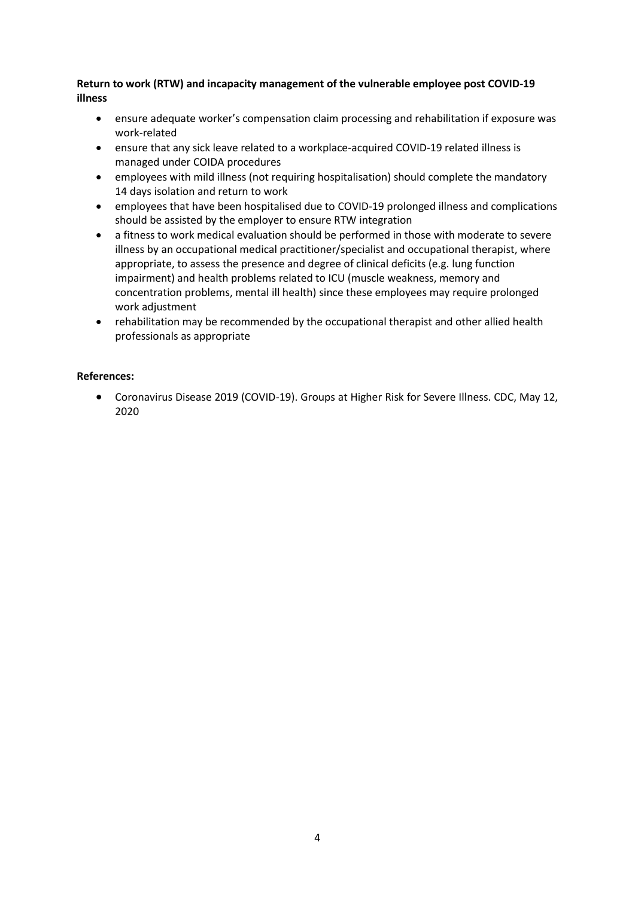**Return to work (RTW) and incapacity management of the vulnerable employee post COVID-19 illness**

- ensure adequate worker's compensation claim processing and rehabilitation if exposure was work-related
- ensure that any sick leave related to a workplace-acquired COVID-19 related illness is managed under COIDA procedures
- employees with mild illness (not requiring hospitalisation) should complete the mandatory 14 days isolation and return to work
- employees that have been hospitalised due to COVID-19 prolonged illness and complications should be assisted by the employer to ensure RTW integration
- a fitness to work medical evaluation should be performed in those with moderate to severe illness by an occupational medical practitioner/specialist and occupational therapist, where appropriate, to assess the presence and degree of clinical deficits (e.g. lung function impairment) and health problems related to ICU (muscle weakness, memory and concentration problems, mental ill health) since these employees may require prolonged work adjustment
- rehabilitation may be recommended by the occupational therapist and other allied health professionals as appropriate

**References:**

- Coronavirus Disease 2019 (COVID-19). Groups at Higher Risk for Severe Illness. CDC, May 12, 2020